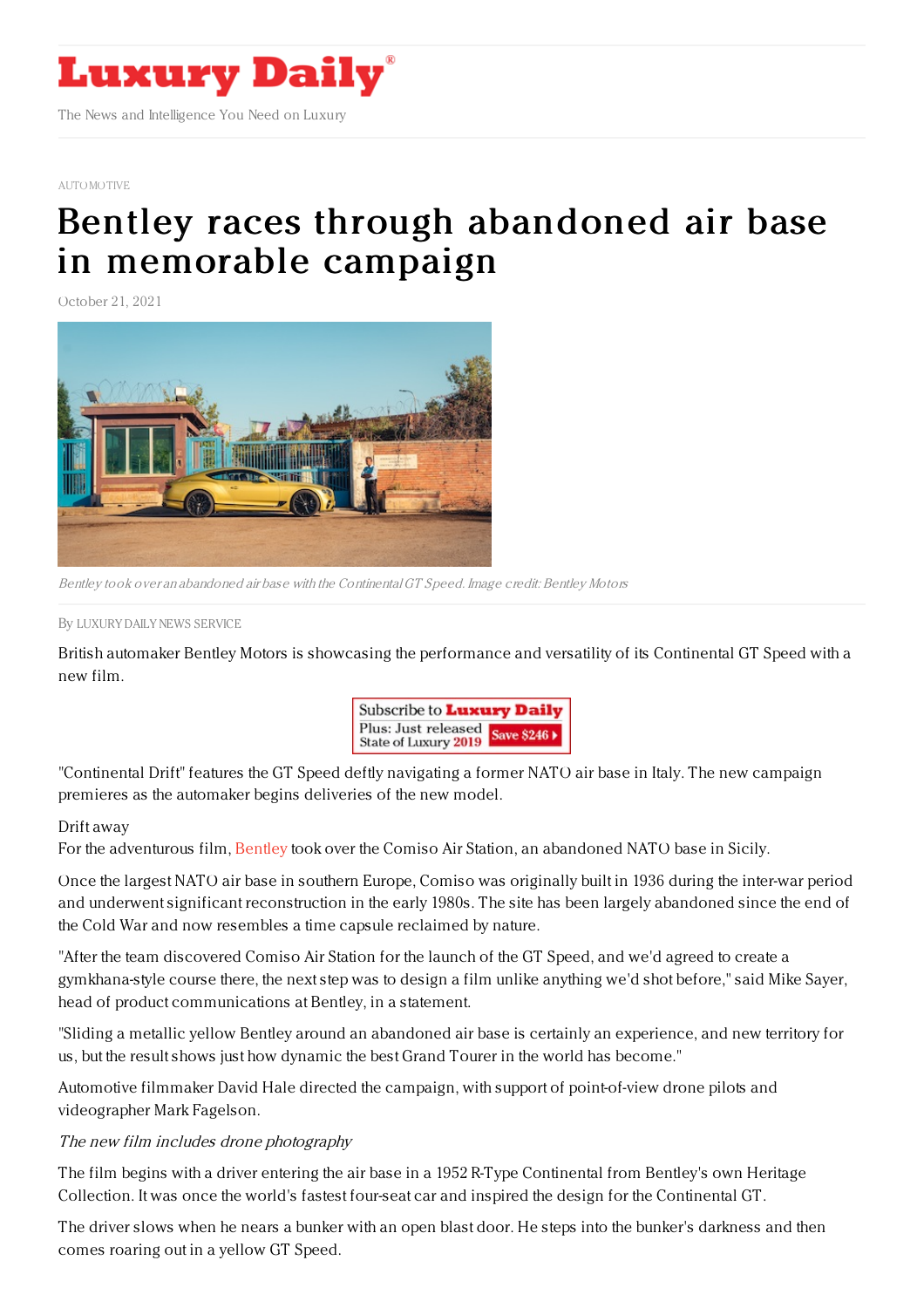# Luxury Daily

The News and Intelligence You Need on Luxury

AUTOMOTIVE

# Bentley races through abandoned air base in memorable campaign

October 21, 2021

*Bentley took over an abandoned air base with the Continental GT Speed. Image credit: Bentley Motors*

By LUXURY DAILY NEWS SERVICE

British automaker Bentley Motors is showcasing the performance and versatility of its Continental GT Speed with a new film.

"Continental Drift" features the GT Speed deftly navigating a former NATO air base in Italy. The new campaign premieres as the automaker begins deliveries of the new model.

Drift away

For the adventurous film, Bentley took over the Comiso Air Station, an abandoned NATO base in Sicily.

Once the largest NATO air base in southern Europe, Comiso was originally built in 1936 during the inter-war period and underwent significant reconstruction in the early 1980s. The site has been largely abandoned since the end of the Cold War and now resembles a time capsule reclaimed by nature.

"After the team discovered Comiso Air Station for the launch of the GT Speed, and we'd agreed to create a gymkhana-style course there, the next step was to design a film unlike anything we'd shot before," said Mike Sayer, head of product communications at Bentley, in a statement.

"Sliding a metallic yellow Bentley around an abandoned air base is certainly an experience, and new territory for us, but the result shows just how dynamic the best Grand Tourer in the world has become."

Automotive filmmaker David Hale directed the campaign, with support of point-of-view drone pilots and videographer Mark Fagelson.

*The new film includes drone photography*

The film begins with a driver entering the air base in a 1952 R-Type Continental from Bentley's own Heritage Collection. It was once the world's fastest four-seat car and inspired the design for the Continental GT.

The driver slows when he nears a bunker with an open blast door. He steps into the bunker's darkness and then comes roaring out in a yellow GT Speed.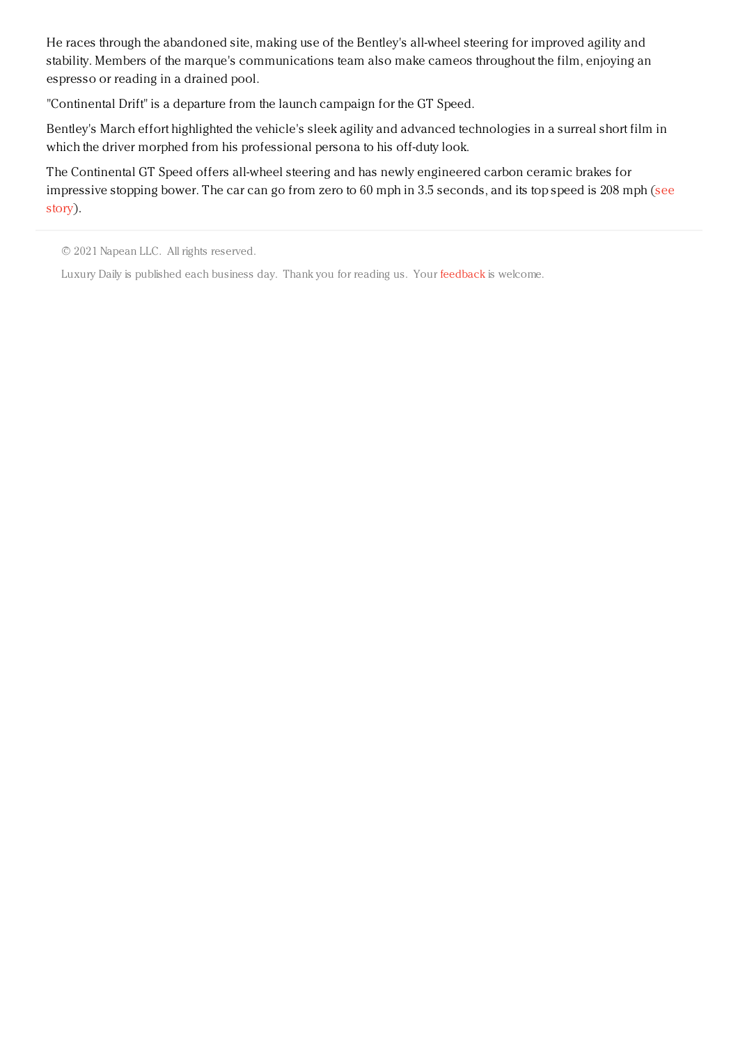He races through the abandoned site, making use of the Bentley's all-wheel steering for improved agility and stability. Members of the marque's communications team also make cameos throughout the film, enjoying an espresso or reading in a drained pool.

"Continental Drift" is a departure from the launch campaign for the GT Speed.

Bentley's March effort highlighted the vehicle's sleek agility and advanced technologies in a surreal short film in which the driver morphed from his professional persona to his off-duty look.

The Continental GT Speed offers all-wheel steering and has newly engineered carbon ceramic brakes for impressive stopping bower. The car can go from zero to 60 mph in 3.5 seconds, and its top speed is 208 mph (see story).

© 2021 Napean LLC. All rights reserved.

Luxury Daily is published each business day. Thank you for reading us. Your feedback is welcome.